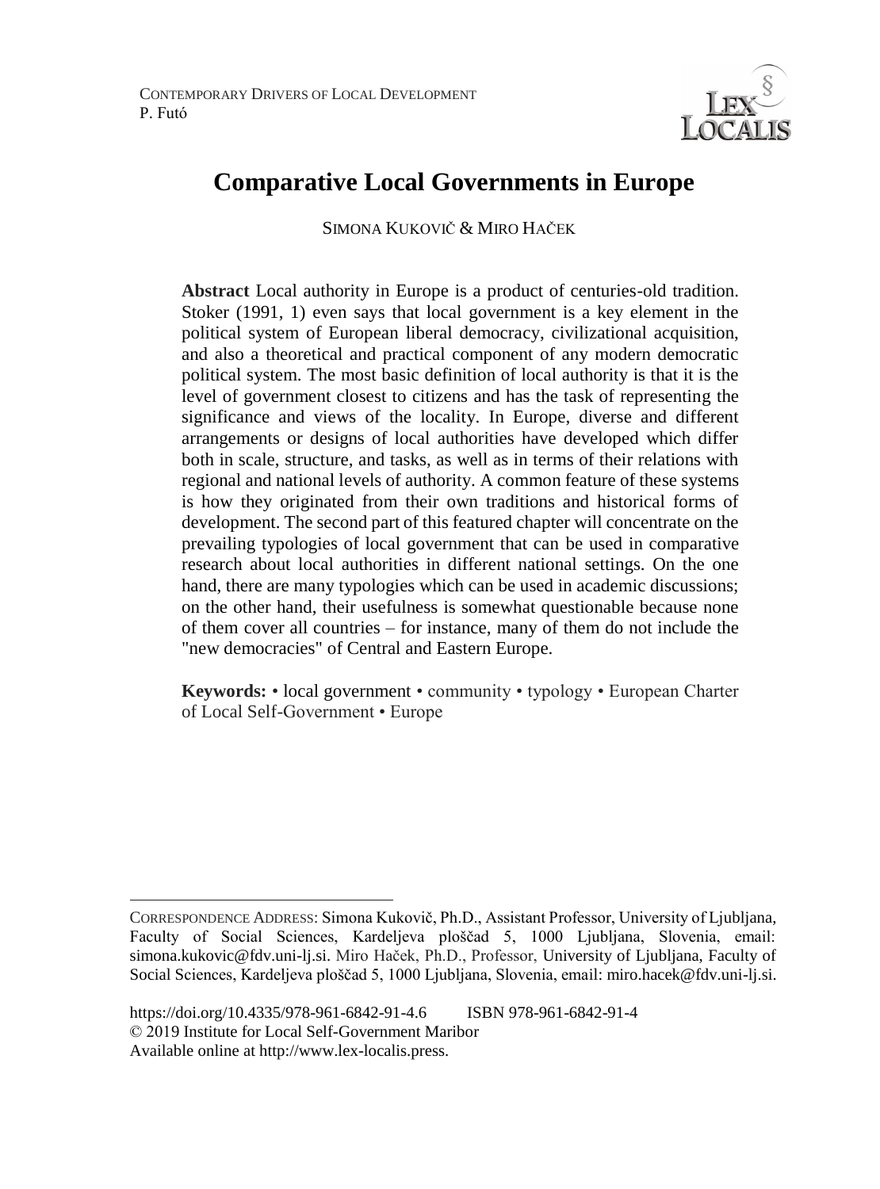CONTEMPORARY DRIVERS OF LOCAL DEVELOPMENT
P. Futó

# Comparative Local Governments in Europe

SIMONA KUKOVIČ & MIRO HAČEK

**Abstract** Local authority in Europe is a product of centuries-old tradition. Stoker (1991, 1) even says that local government is a key element in the political system of European liberal democracy, civilizational acquisition, and also a theoretical and practical component of any modern democratic political system. The most basic definition of local authority is that it is the level of government closest to citizens and has the task of representing the significance and views of the locality. In Europe, diverse and different arrangements or designs of local authorities have developed which differ both in scale, structure, and tasks, as well as in terms of their relations with regional and national levels of authority. A common feature of these systems is how they originated from their own traditions and historical forms of development. The second part of this featured chapter will concentrate on the prevailing typologies of local government that can be used in comparative research about local authorities in different national settings. On the one hand, there are many typologies which can be used in academic discussions; on the other hand, their usefulness is somewhat questionable because none of them cover all countries – for instance, many of them do not include the "new democracies" of Central and Eastern Europe.

**Keywords:** • local government • community • typology • European Charter of Local Self-Government • Europe

---

CORRESPONDENCE ADDRESS: Simona Kukovič, Ph.D., Assistant Professor, University of Ljubljana, Faculty of Social Sciences, Kardeljeva ploščad 5, 1000 Ljubljana, Slovenia, email: simona.kukovic@fdv.uni-lj.si. Miro Haček, Ph.D., Professor, University of Ljubljana, Faculty of Social Sciences, Kardeljeva ploščad 5, 1000 Ljubljana, Slovenia, email: miro.hacek@fdv.uni-lj.si.

https://doi.org/10.4335/978-961-6842-91-4.6 ISBN 978-961-6842-91-4
© 2019 Institute for Local Self-Government Maribor
Available online at http://www.lex-localis.press.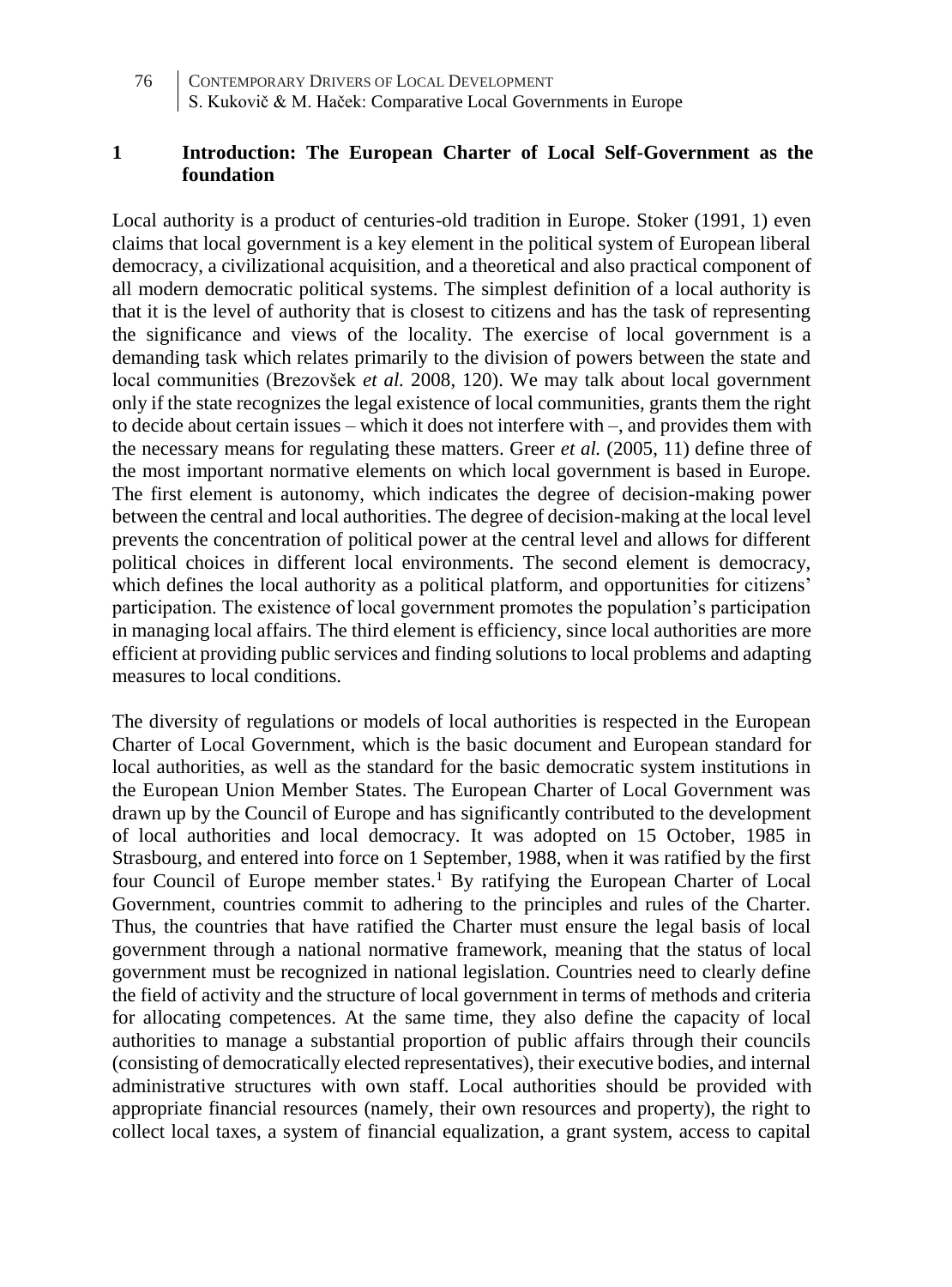## 1 Introduction: The European Charter of Local Self-Government as the foundation

Local authority is a product of centuries-old tradition in Europe. Stoker (1991, 1) even claims that local government is a key element in the political system of European liberal democracy, a civilizational acquisition, and a theoretical and also practical component of all modern democratic political systems. The simplest definition of a local authority is that it is the level of authority that is closest to citizens and has the task of representing the significance and views of the locality. The exercise of local government is a demanding task which relates primarily to the division of powers between the state and local communities (Brezovšek *et al.* 2008, 120). We may talk about local government only if the state recognizes the legal existence of local communities, grants them the right to decide about certain issues – which it does not interfere with –, and provides them with the necessary means for regulating these matters. Greer *et al.* (2005, 11) define three of the most important normative elements on which local government is based in Europe. The first element is autonomy, which indicates the degree of decision-making power between the central and local authorities. The degree of decision-making at the local level prevents the concentration of political power at the central level and allows for different political choices in different local environments. The second element is democracy, which defines the local authority as a political platform, and opportunities for citizens' participation. The existence of local government promotes the population's participation in managing local affairs. The third element is efficiency, since local authorities are more efficient at providing public services and finding solutions to local problems and adapting measures to local conditions.

The diversity of regulations or models of local authorities is respected in the European Charter of Local Government, which is the basic document and European standard for local authorities, as well as the standard for the basic democratic system institutions in the European Union Member States. The European Charter of Local Government was drawn up by the Council of Europe and has significantly contributed to the development of local authorities and local democracy. It was adopted on 15 October, 1985 in Strasbourg, and entered into force on 1 September, 1988, when it was ratified by the first four Council of Europe member states.[1] By ratifying the European Charter of Local Government, countries commit to adhering to the principles and rules of the Charter. Thus, the countries that have ratified the Charter must ensure the legal basis of local government through a national normative framework, meaning that the status of local government must be recognized in national legislation. Countries need to clearly define the field of activity and the structure of local government in terms of methods and criteria for allocating competences. At the same time, they also define the capacity of local authorities to manage a substantial proportion of public affairs through their councils (consisting of democratically elected representatives), their executive bodies, and internal administrative structures with own staff. Local authorities should be provided with appropriate financial resources (namely, their own resources and property), the right to collect local taxes, a system of financial equalization, a grant system, access to capital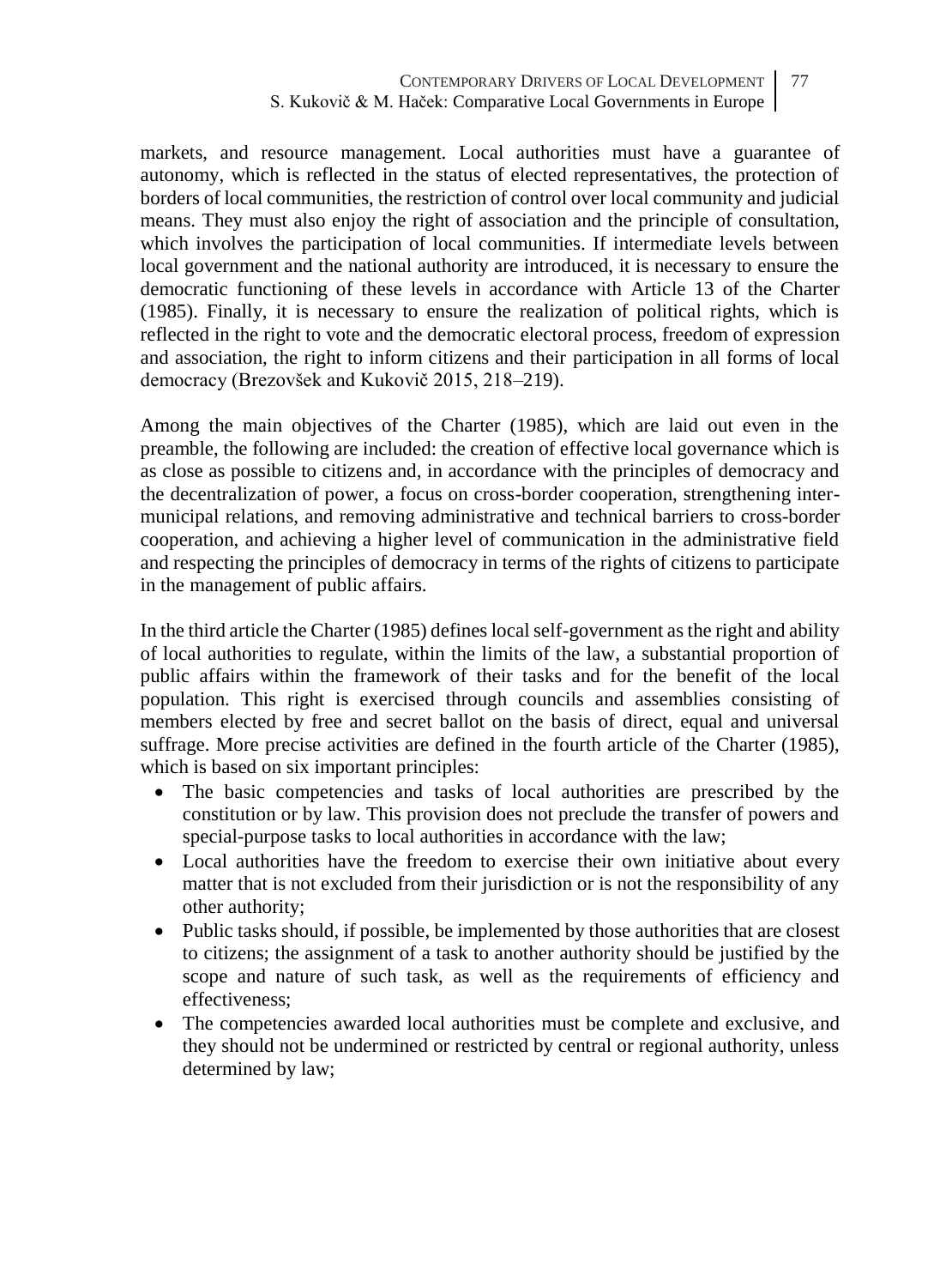markets, and resource management. Local authorities must have a guarantee of autonomy, which is reflected in the status of elected representatives, the protection of borders of local communities, the restriction of control over local community and judicial means. They must also enjoy the right of association and the principle of consultation, which involves the participation of local communities. If intermediate levels between local government and the national authority are introduced, it is necessary to ensure the democratic functioning of these levels in accordance with Article 13 of the Charter (1985). Finally, it is necessary to ensure the realization of political rights, which is reflected in the right to vote and the democratic electoral process, freedom of expression and association, the right to inform citizens and their participation in all forms of local democracy (Brezovšek and Kukovič 2015, 218–219).

Among the main objectives of the Charter (1985), which are laid out even in the preamble, the following are included: the creation of effective local governance which is as close as possible to citizens and, in accordance with the principles of democracy and the decentralization of power, a focus on cross-border cooperation, strengthening inter-municipal relations, and removing administrative and technical barriers to cross-border cooperation, and achieving a higher level of communication in the administrative field and respecting the principles of democracy in terms of the rights of citizens to participate in the management of public affairs.

In the third article the Charter (1985) defines local self-government as the right and ability of local authorities to regulate, within the limits of the law, a substantial proportion of public affairs within the framework of their tasks and for the benefit of the local population. This right is exercised through councils and assemblies consisting of members elected by free and secret ballot on the basis of direct, equal and universal suffrage. More precise activities are defined in the fourth article of the Charter (1985), which is based on six important principles:

- The basic competencies and tasks of local authorities are prescribed by the constitution or by law. This provision does not preclude the transfer of powers and special-purpose tasks to local authorities in accordance with the law;
- Local authorities have the freedom to exercise their own initiative about every matter that is not excluded from their jurisdiction or is not the responsibility of any other authority;
- Public tasks should, if possible, be implemented by those authorities that are closest to citizens; the assignment of a task to another authority should be justified by the scope and nature of such task, as well as the requirements of efficiency and effectiveness;
- The competencies awarded local authorities must be complete and exclusive, and they should not be undermined or restricted by central or regional authority, unless determined by law;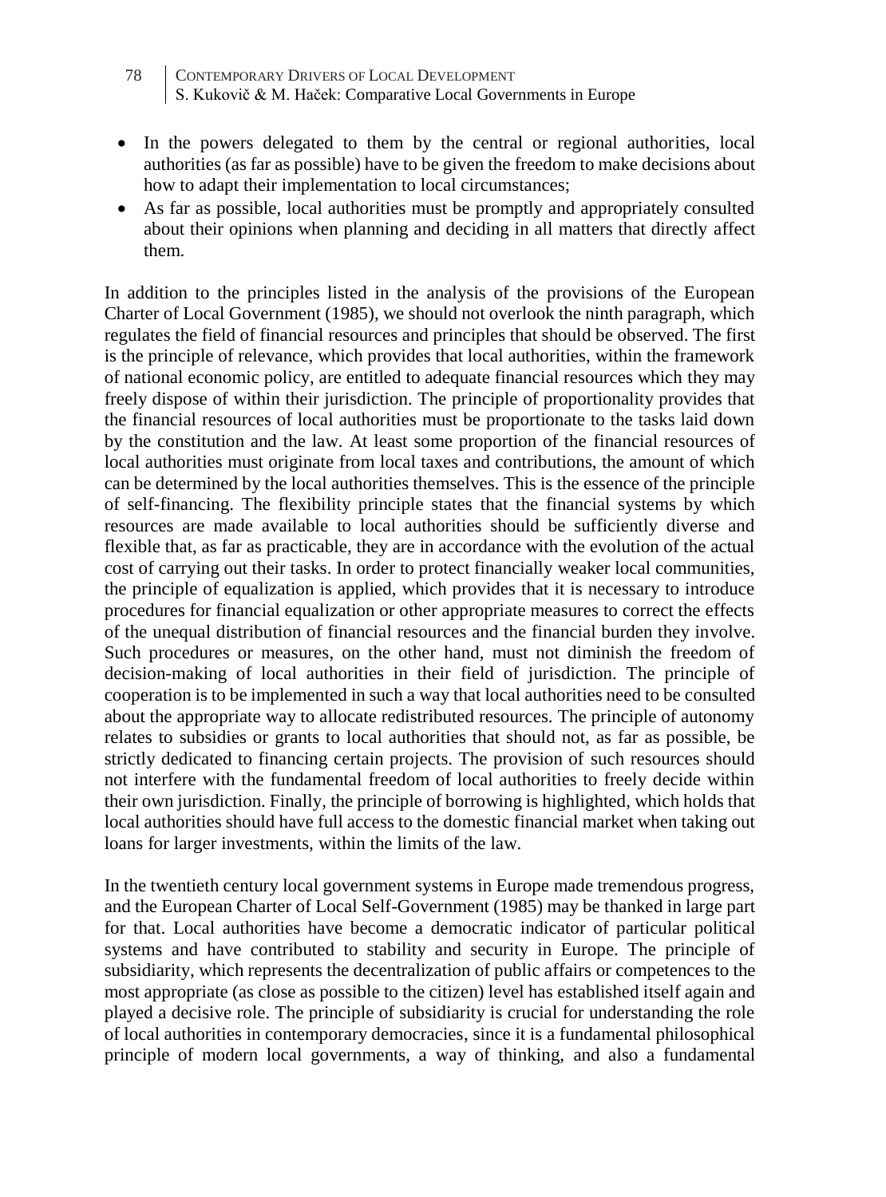- In the powers delegated to them by the central or regional authorities, local authorities (as far as possible) have to be given the freedom to make decisions about how to adapt their implementation to local circumstances;
- As far as possible, local authorities must be promptly and appropriately consulted about their opinions when planning and deciding in all matters that directly affect them.

In addition to the principles listed in the analysis of the provisions of the European Charter of Local Government (1985), we should not overlook the ninth paragraph, which regulates the field of financial resources and principles that should be observed. The first is the principle of relevance, which provides that local authorities, within the framework of national economic policy, are entitled to adequate financial resources which they may freely dispose of within their jurisdiction. The principle of proportionality provides that the financial resources of local authorities must be proportionate to the tasks laid down by the constitution and the law. At least some proportion of the financial resources of local authorities must originate from local taxes and contributions, the amount of which can be determined by the local authorities themselves. This is the essence of the principle of self-financing. The flexibility principle states that the financial systems by which resources are made available to local authorities should be sufficiently diverse and flexible that, as far as practicable, they are in accordance with the evolution of the actual cost of carrying out their tasks. In order to protect financially weaker local communities, the principle of equalization is applied, which provides that it is necessary to introduce procedures for financial equalization or other appropriate measures to correct the effects of the unequal distribution of financial resources and the financial burden they involve. Such procedures or measures, on the other hand, must not diminish the freedom of decision-making of local authorities in their field of jurisdiction. The principle of cooperation is to be implemented in such a way that local authorities need to be consulted about the appropriate way to allocate redistributed resources. The principle of autonomy relates to subsidies or grants to local authorities that should not, as far as possible, be strictly dedicated to financing certain projects. The provision of such resources should not interfere with the fundamental freedom of local authorities to freely decide within their own jurisdiction. Finally, the principle of borrowing is highlighted, which holds that local authorities should have full access to the domestic financial market when taking out loans for larger investments, within the limits of the law.

In the twentieth century local government systems in Europe made tremendous progress, and the European Charter of Local Self-Government (1985) may be thanked in large part for that. Local authorities have become a democratic indicator of particular political systems and have contributed to stability and security in Europe. The principle of subsidiarity, which represents the decentralization of public affairs or competences to the most appropriate (as close as possible to the citizen) level has established itself again and played a decisive role. The principle of subsidiarity is crucial for understanding the role of local authorities in contemporary democracies, since it is a fundamental philosophical principle of modern local governments, a way of thinking, and also a fundamental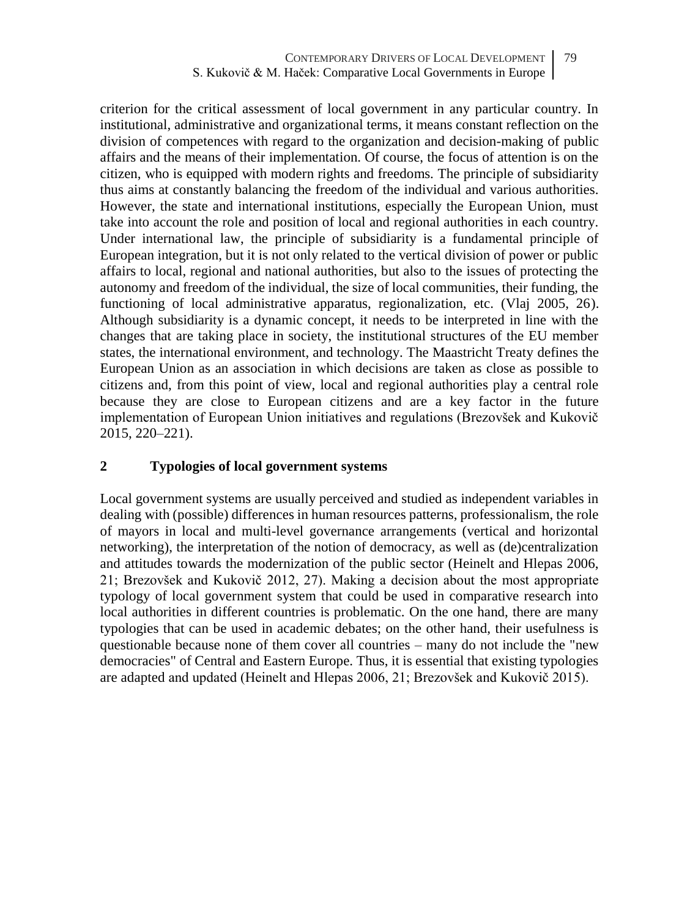criterion for the critical assessment of local government in any particular country. In institutional, administrative and organizational terms, it means constant reflection on the division of competences with regard to the organization and decision-making of public affairs and the means of their implementation. Of course, the focus of attention is on the citizen, who is equipped with modern rights and freedoms. The principle of subsidiarity thus aims at constantly balancing the freedom of the individual and various authorities. However, the state and international institutions, especially the European Union, must take into account the role and position of local and regional authorities in each country. Under international law, the principle of subsidiarity is a fundamental principle of European integration, but it is not only related to the vertical division of power or public affairs to local, regional and national authorities, but also to the issues of protecting the autonomy and freedom of the individual, the size of local communities, their funding, the functioning of local administrative apparatus, regionalization, etc. (Vlaj 2005, 26). Although subsidiarity is a dynamic concept, it needs to be interpreted in line with the changes that are taking place in society, the institutional structures of the EU member states, the international environment, and technology. The Maastricht Treaty defines the European Union as an association in which decisions are taken as close as possible to citizens and, from this point of view, local and regional authorities play a central role because they are close to European citizens and are a key factor in the future implementation of European Union initiatives and regulations (Brezovšek and Kukovič 2015, 220–221).

## 2 Typologies of local government systems

Local government systems are usually perceived and studied as independent variables in dealing with (possible) differences in human resources patterns, professionalism, the role of mayors in local and multi-level governance arrangements (vertical and horizontal networking), the interpretation of the notion of democracy, as well as (de)centralization and attitudes towards the modernization of the public sector (Heinelt and Hlepas 2006, 21; Brezovšek and Kukovič 2012, 27). Making a decision about the most appropriate typology of local government system that could be used in comparative research into local authorities in different countries is problematic. On the one hand, there are many typologies that can be used in academic debates; on the other hand, their usefulness is questionable because none of them cover all countries – many do not include the "new democracies" of Central and Eastern Europe. Thus, it is essential that existing typologies are adapted and updated (Heinelt and Hlepas 2006, 21; Brezovšek and Kukovič 2015).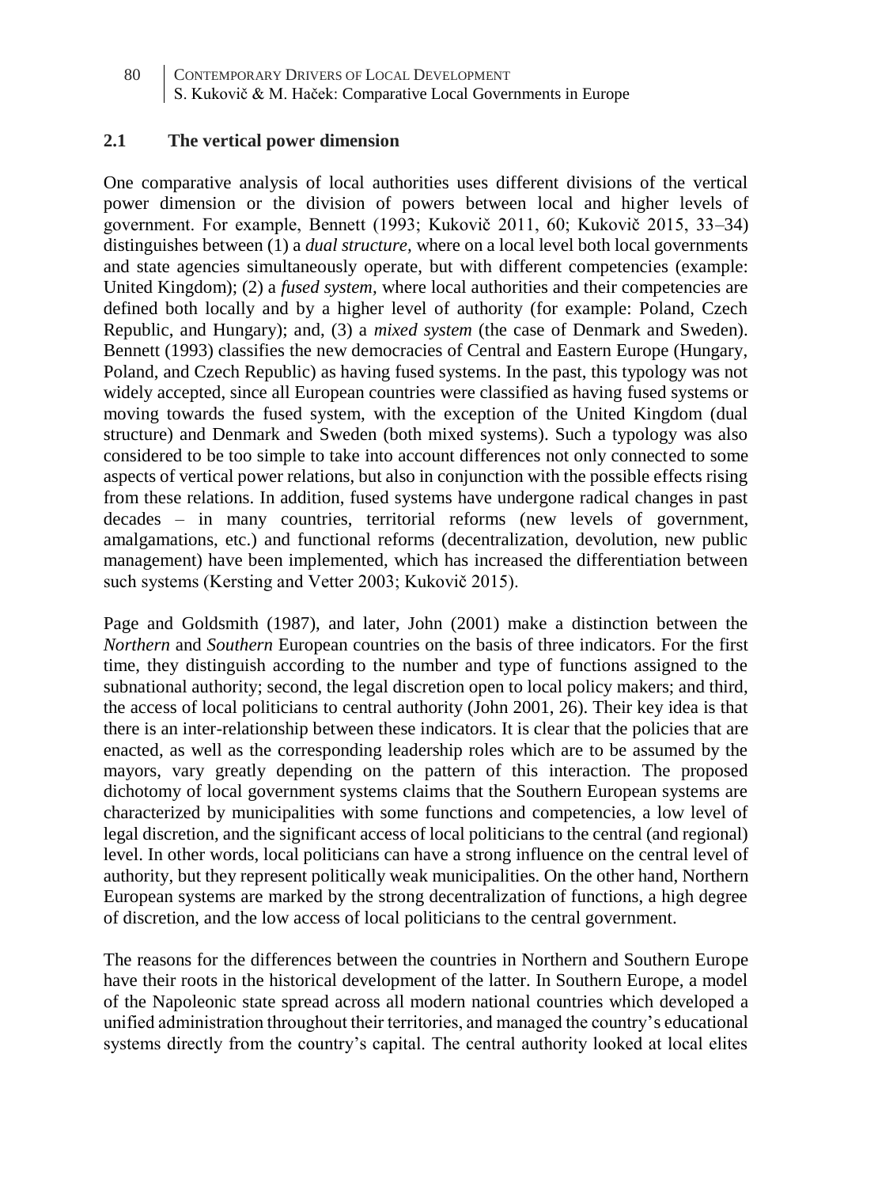## 2.1 The vertical power dimension

One comparative analysis of local authorities uses different divisions of the vertical power dimension or the division of powers between local and higher levels of government. For example, Bennett (1993; Kukovič 2011, 60; Kukovič 2015, 33–34) distinguishes between (1) a *dual structure,* where on a local level both local governments and state agencies simultaneously operate, but with different competencies (example: United Kingdom); (2) a *fused system,* where local authorities and their competencies are defined both locally and by a higher level of authority (for example: Poland, Czech Republic, and Hungary); and, (3) a *mixed system* (the case of Denmark and Sweden). Bennett (1993) classifies the new democracies of Central and Eastern Europe (Hungary, Poland, and Czech Republic) as having fused systems. In the past, this typology was not widely accepted, since all European countries were classified as having fused systems or moving towards the fused system, with the exception of the United Kingdom (dual structure) and Denmark and Sweden (both mixed systems). Such a typology was also considered to be too simple to take into account differences not only connected to some aspects of vertical power relations, but also in conjunction with the possible effects rising from these relations. In addition, fused systems have undergone radical changes in past decades – in many countries, territorial reforms (new levels of government, amalgamations, etc.) and functional reforms (decentralization, devolution, new public management) have been implemented, which has increased the differentiation between such systems (Kersting and Vetter 2003; Kukovič 2015).

Page and Goldsmith (1987), and later, John (2001) make a distinction between the *Northern* and *Southern* European countries on the basis of three indicators. For the first time, they distinguish according to the number and type of functions assigned to the subnational authority; second, the legal discretion open to local policy makers; and third, the access of local politicians to central authority (John 2001, 26). Their key idea is that there is an inter-relationship between these indicators. It is clear that the policies that are enacted, as well as the corresponding leadership roles which are to be assumed by the mayors, vary greatly depending on the pattern of this interaction. The proposed dichotomy of local government systems claims that the Southern European systems are characterized by municipalities with some functions and competencies, a low level of legal discretion, and the significant access of local politicians to the central (and regional) level. In other words, local politicians can have a strong influence on the central level of authority, but they represent politically weak municipalities. On the other hand, Northern European systems are marked by the strong decentralization of functions, a high degree of discretion, and the low access of local politicians to the central government.

The reasons for the differences between the countries in Northern and Southern Europe have their roots in the historical development of the latter. In Southern Europe, a model of the Napoleonic state spread across all modern national countries which developed a unified administration throughout their territories, and managed the country's educational systems directly from the country's capital. The central authority looked at local elites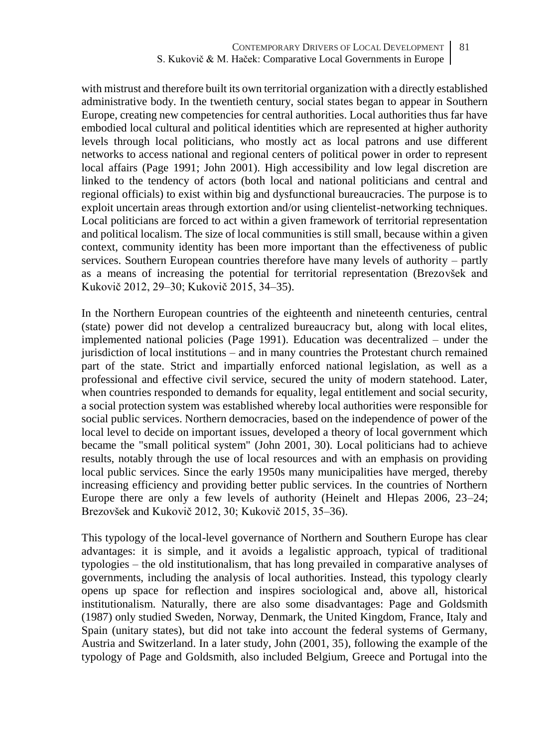with mistrust and therefore built its own territorial organization with a directly established administrative body. In the twentieth century, social states began to appear in Southern Europe, creating new competencies for central authorities. Local authorities thus far have embodied local cultural and political identities which are represented at higher authority levels through local politicians, who mostly act as local patrons and use different networks to access national and regional centers of political power in order to represent local affairs (Page 1991; John 2001). High accessibility and low legal discretion are linked to the tendency of actors (both local and national politicians and central and regional officials) to exist within big and dysfunctional bureaucracies. The purpose is to exploit uncertain areas through extortion and/or using clientelist-networking techniques. Local politicians are forced to act within a given framework of territorial representation and political localism. The size of local communities is still small, because within a given context, community identity has been more important than the effectiveness of public services. Southern European countries therefore have many levels of authority – partly as a means of increasing the potential for territorial representation (Brezovšek and Kukovič 2012, 29–30; Kukovič 2015, 34–35).

In the Northern European countries of the eighteenth and nineteenth centuries, central (state) power did not develop a centralized bureaucracy but, along with local elites, implemented national policies (Page 1991). Education was decentralized – under the jurisdiction of local institutions – and in many countries the Protestant church remained part of the state. Strict and impartially enforced national legislation, as well as a professional and effective civil service, secured the unity of modern statehood. Later, when countries responded to demands for equality, legal entitlement and social security, a social protection system was established whereby local authorities were responsible for social public services. Northern democracies, based on the independence of power of the local level to decide on important issues, developed a theory of local government which became the "small political system" (John 2001, 30). Local politicians had to achieve results, notably through the use of local resources and with an emphasis on providing local public services. Since the early 1950s many municipalities have merged, thereby increasing efficiency and providing better public services. In the countries of Northern Europe there are only a few levels of authority (Heinelt and Hlepas 2006, 23–24; Brezovšek and Kukovič 2012, 30; Kukovič 2015, 35–36).

This typology of the local-level governance of Northern and Southern Europe has clear advantages: it is simple, and it avoids a legalistic approach, typical of traditional typologies – the old institutionalism, that has long prevailed in comparative analyses of governments, including the analysis of local authorities. Instead, this typology clearly opens up space for reflection and inspires sociological and, above all, historical institutionalism. Naturally, there are also some disadvantages: Page and Goldsmith (1987) only studied Sweden, Norway, Denmark, the United Kingdom, France, Italy and Spain (unitary states), but did not take into account the federal systems of Germany, Austria and Switzerland. In a later study, John (2001, 35), following the example of the typology of Page and Goldsmith, also included Belgium, Greece and Portugal into the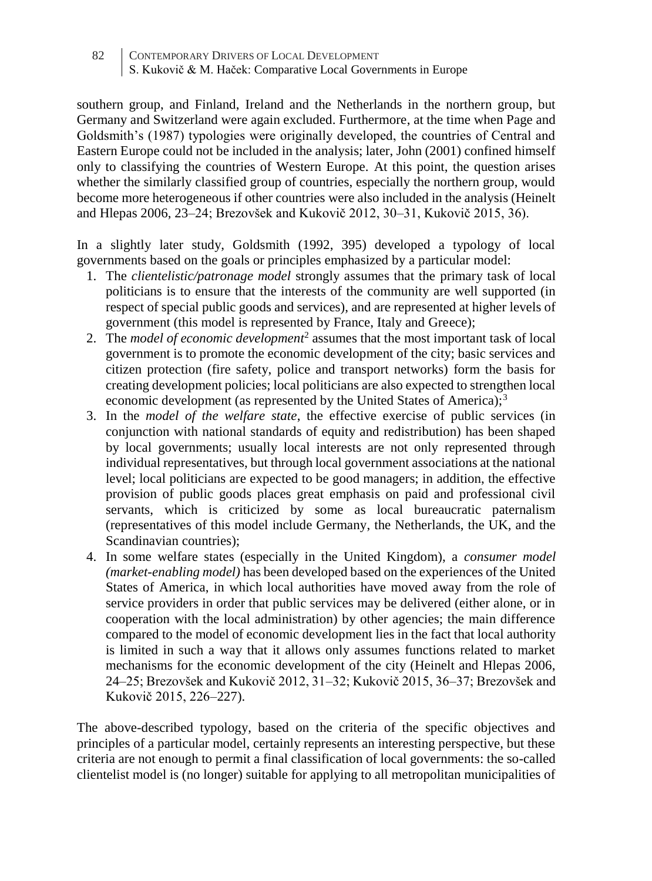southern group, and Finland, Ireland and the Netherlands in the northern group, but Germany and Switzerland were again excluded. Furthermore, at the time when Page and Goldsmith's (1987) typologies were originally developed, the countries of Central and Eastern Europe could not be included in the analysis; later, John (2001) confined himself only to classifying the countries of Western Europe. At this point, the question arises whether the similarly classified group of countries, especially the northern group, would become more heterogeneous if other countries were also included in the analysis (Heinelt and Hlepas 2006, 23–24; Brezovšek and Kukovič 2012, 30–31, Kukovič 2015, 36).

In a slightly later study, Goldsmith (1992, 395) developed a typology of local governments based on the goals or principles emphasized by a particular model:

1. The *clientelistic/patronage model* strongly assumes that the primary task of local politicians is to ensure that the interests of the community are well supported (in respect of special public goods and services), and are represented at higher levels of government (this model is represented by France, Italy and Greece);
2. The *model of economic development*[2] assumes that the most important task of local government is to promote the economic development of the city; basic services and citizen protection (fire safety, police and transport networks) form the basis for creating development policies; local politicians are also expected to strengthen local economic development (as represented by the United States of America);[3]
3. In the *model of the welfare state*, the effective exercise of public services (in conjunction with national standards of equity and redistribution) has been shaped by local governments; usually local interests are not only represented through individual representatives, but through local government associations at the national level; local politicians are expected to be good managers; in addition, the effective provision of public goods places great emphasis on paid and professional civil servants, which is criticized by some as local bureaucratic paternalism (representatives of this model include Germany, the Netherlands, the UK, and the Scandinavian countries);
4. In some welfare states (especially in the United Kingdom), a *consumer model (market-enabling model)* has been developed based on the experiences of the United States of America, in which local authorities have moved away from the role of service providers in order that public services may be delivered (either alone, or in cooperation with the local administration) by other agencies; the main difference compared to the model of economic development lies in the fact that local authority is limited in such a way that it allows only assumes functions related to market mechanisms for the economic development of the city (Heinelt and Hlepas 2006, 24–25; Brezovšek and Kukovič 2012, 31–32; Kukovič 2015, 36–37; Brezovšek and Kukovič 2015, 226–227).

The above-described typology, based on the criteria of the specific objectives and principles of a particular model, certainly represents an interesting perspective, but these criteria are not enough to permit a final classification of local governments: the so-called clientelist model is (no longer) suitable for applying to all metropolitan municipalities of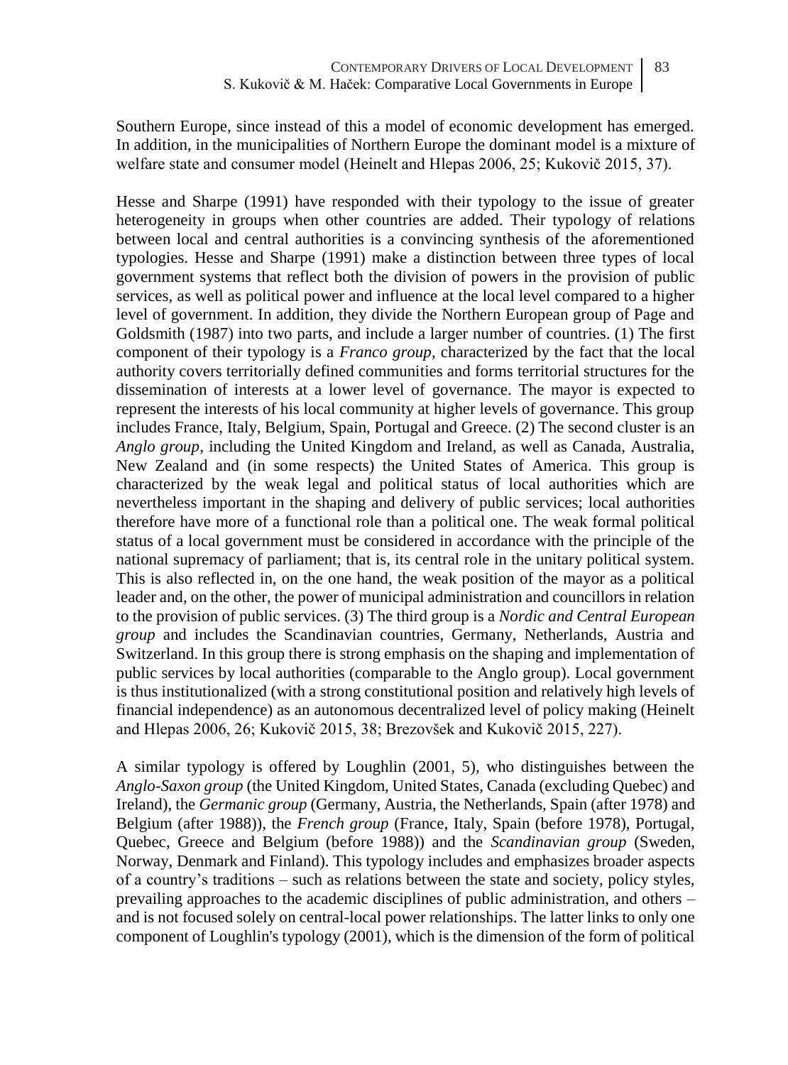Southern Europe, since instead of this a model of economic development has emerged. In addition, in the municipalities of Northern Europe the dominant model is a mixture of welfare state and consumer model (Heinelt and Hlepas 2006, 25; Kukovič 2015, 37).

Hesse and Sharpe (1991) have responded with their typology to the issue of greater heterogeneity in groups when other countries are added. Their typology of relations between local and central authorities is a convincing synthesis of the aforementioned typologies. Hesse and Sharpe (1991) make a distinction between three types of local government systems that reflect both the division of powers in the provision of public services, as well as political power and influence at the local level compared to a higher level of government. In addition, they divide the Northern European group of Page and Goldsmith (1987) into two parts, and include a larger number of countries. (1) The first component of their typology is a *Franco group*, characterized by the fact that the local authority covers territorially defined communities and forms territorial structures for the dissemination of interests at a lower level of governance. The mayor is expected to represent the interests of his local community at higher levels of governance. This group includes France, Italy, Belgium, Spain, Portugal and Greece. (2) The second cluster is an *Anglo group*, including the United Kingdom and Ireland, as well as Canada, Australia, New Zealand and (in some respects) the United States of America. This group is characterized by the weak legal and political status of local authorities which are nevertheless important in the shaping and delivery of public services; local authorities therefore have more of a functional role than a political one. The weak formal political status of a local government must be considered in accordance with the principle of the national supremacy of parliament; that is, its central role in the unitary political system. This is also reflected in, on the one hand, the weak position of the mayor as a political leader and, on the other, the power of municipal administration and councillors in relation to the provision of public services. (3) The third group is a *Nordic and Central European group* and includes the Scandinavian countries, Germany, Netherlands, Austria and Switzerland. In this group there is strong emphasis on the shaping and implementation of public services by local authorities (comparable to the Anglo group). Local government is thus institutionalized (with a strong constitutional position and relatively high levels of financial independence) as an autonomous decentralized level of policy making (Heinelt and Hlepas 2006, 26; Kukovič 2015, 38; Brezovšek and Kukovič 2015, 227).

A similar typology is offered by Loughlin (2001, 5), who distinguishes between the *Anglo-Saxon group* (the United Kingdom, United States, Canada (excluding Quebec) and Ireland), the *Germanic group* (Germany, Austria, the Netherlands, Spain (after 1978) and Belgium (after 1988)), the *French group* (France, Italy, Spain (before 1978), Portugal, Quebec, Greece and Belgium (before 1988)) and the *Scandinavian group* (Sweden, Norway, Denmark and Finland). This typology includes and emphasizes broader aspects of a country's traditions – such as relations between the state and society, policy styles, prevailing approaches to the academic disciplines of public administration, and others – and is not focused solely on central-local power relationships. The latter links to only one component of Loughlin's typology (2001), which is the dimension of the form of political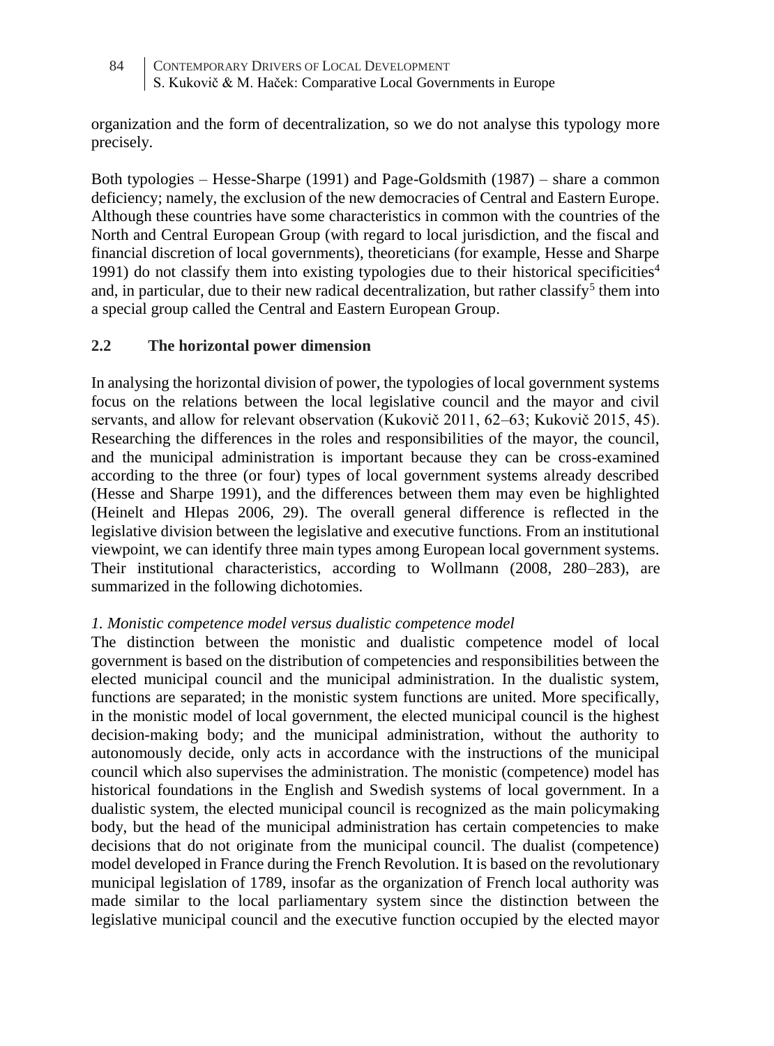organization and the form of decentralization, so we do not analyse this typology more precisely.

Both typologies – Hesse-Sharpe (1991) and Page-Goldsmith (1987) – share a common deficiency; namely, the exclusion of the new democracies of Central and Eastern Europe. Although these countries have some characteristics in common with the countries of the North and Central European Group (with regard to local jurisdiction, and the fiscal and financial discretion of local governments), theoreticians (for example, Hesse and Sharpe 1991) do not classify them into existing typologies due to their historical specificities[4] and, in particular, due to their new radical decentralization, but rather classify[5] them into a special group called the Central and Eastern European Group.

## 2.2 The horizontal power dimension

In analysing the horizontal division of power, the typologies of local government systems focus on the relations between the local legislative council and the mayor and civil servants, and allow for relevant observation (Kukovič 2011, 62–63; Kukovič 2015, 45). Researching the differences in the roles and responsibilities of the mayor, the council, and the municipal administration is important because they can be cross-examined according to the three (or four) types of local government systems already described (Hesse and Sharpe 1991), and the differences between them may even be highlighted (Heinelt and Hlepas 2006, 29). The overall general difference is reflected in the legislative division between the legislative and executive functions. From an institutional viewpoint, we can identify three main types among European local government systems. Their institutional characteristics, according to Wollmann (2008, 280–283), are summarized in the following dichotomies.

*1. Monistic competence model versus dualistic competence model*

The distinction between the monistic and dualistic competence model of local government is based on the distribution of competencies and responsibilities between the elected municipal council and the municipal administration. In the dualistic system, functions are separated; in the monistic system functions are united. More specifically, in the monistic model of local government, the elected municipal council is the highest decision-making body; and the municipal administration, without the authority to autonomously decide, only acts in accordance with the instructions of the municipal council which also supervises the administration. The monistic (competence) model has historical foundations in the English and Swedish systems of local government. In a dualistic system, the elected municipal council is recognized as the main policymaking body, but the head of the municipal administration has certain competencies to make decisions that do not originate from the municipal council. The dualist (competence) model developed in France during the French Revolution. It is based on the revolutionary municipal legislation of 1789, insofar as the organization of French local authority was made similar to the local parliamentary system since the distinction between the legislative municipal council and the executive function occupied by the elected mayor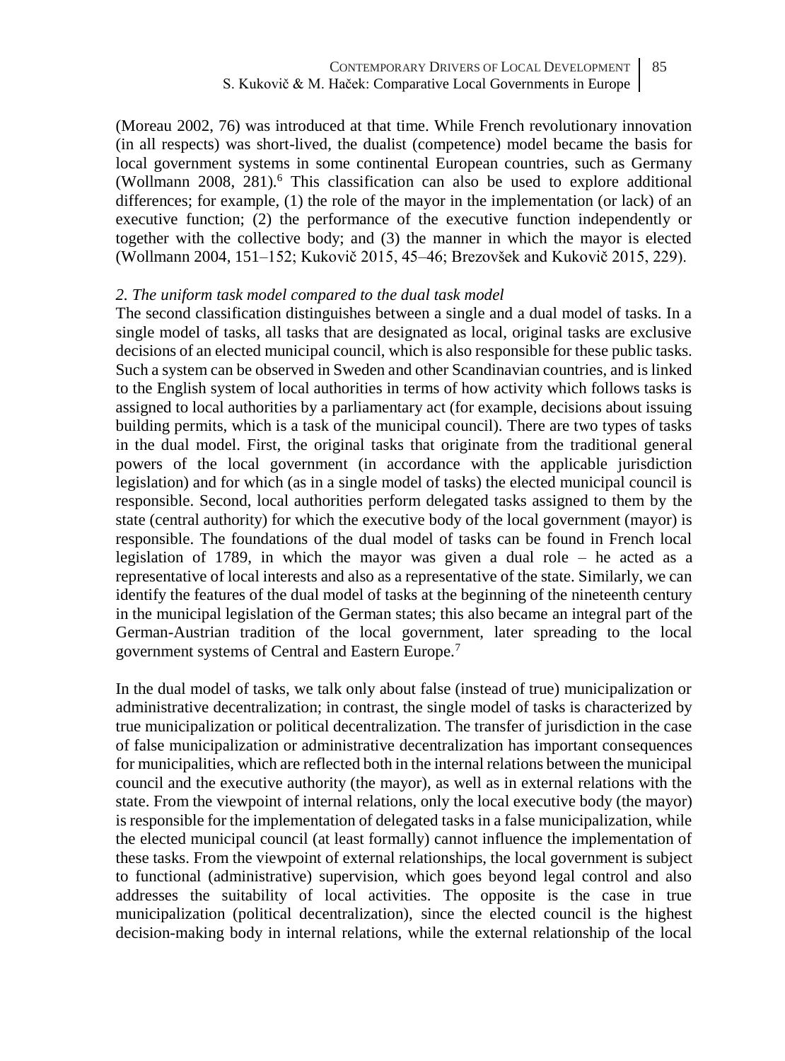(Moreau 2002, 76) was introduced at that time. While French revolutionary innovation (in all respects) was short-lived, the dualist (competence) model became the basis for local government systems in some continental European countries, such as Germany (Wollmann 2008, 281).[6] This classification can also be used to explore additional differences; for example, (1) the role of the mayor in the implementation (or lack) of an executive function; (2) the performance of the executive function independently or together with the collective body; and (3) the manner in which the mayor is elected (Wollmann 2004, 151–152; Kukovič 2015, 45–46; Brezovšek and Kukovič 2015, 229).

*2. The uniform task model compared to the dual task model*

The second classification distinguishes between a single and a dual model of tasks. In a single model of tasks, all tasks that are designated as local, original tasks are exclusive decisions of an elected municipal council, which is also responsible for these public tasks. Such a system can be observed in Sweden and other Scandinavian countries, and is linked to the English system of local authorities in terms of how activity which follows tasks is assigned to local authorities by a parliamentary act (for example, decisions about issuing building permits, which is a task of the municipal council). There are two types of tasks in the dual model. First, the original tasks that originate from the traditional general powers of the local government (in accordance with the applicable jurisdiction legislation) and for which (as in a single model of tasks) the elected municipal council is responsible. Second, local authorities perform delegated tasks assigned to them by the state (central authority) for which the executive body of the local government (mayor) is responsible. The foundations of the dual model of tasks can be found in French local legislation of 1789, in which the mayor was given a dual role – he acted as a representative of local interests and also as a representative of the state. Similarly, we can identify the features of the dual model of tasks at the beginning of the nineteenth century in the municipal legislation of the German states; this also became an integral part of the German-Austrian tradition of the local government, later spreading to the local government systems of Central and Eastern Europe.[7]

In the dual model of tasks, we talk only about false (instead of true) municipalization or administrative decentralization; in contrast, the single model of tasks is characterized by true municipalization or political decentralization. The transfer of jurisdiction in the case of false municipalization or administrative decentralization has important consequences for municipalities, which are reflected both in the internal relations between the municipal council and the executive authority (the mayor), as well as in external relations with the state. From the viewpoint of internal relations, only the local executive body (the mayor) is responsible for the implementation of delegated tasks in a false municipalization, while the elected municipal council (at least formally) cannot influence the implementation of these tasks. From the viewpoint of external relationships, the local government is subject to functional (administrative) supervision, which goes beyond legal control and also addresses the suitability of local activities. The opposite is the case in true municipalization (political decentralization), since the elected council is the highest decision-making body in internal relations, while the external relationship of the local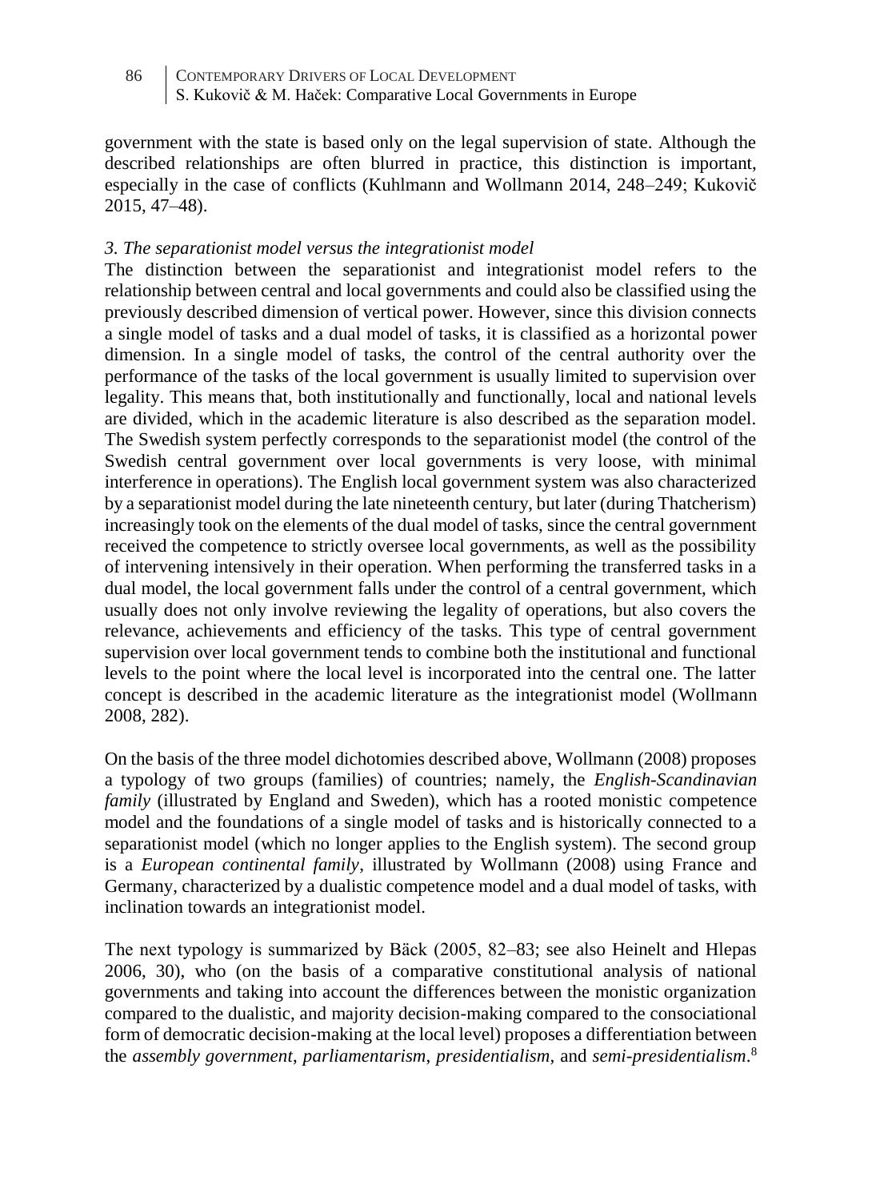government with the state is based only on the legal supervision of state. Although the described relationships are often blurred in practice, this distinction is important, especially in the case of conflicts (Kuhlmann and Wollmann 2014, 248–249; Kukovič 2015, 47–48).

*3. The separationist model versus the integrationist model*

The distinction between the separationist and integrationist model refers to the relationship between central and local governments and could also be classified using the previously described dimension of vertical power. However, since this division connects a single model of tasks and a dual model of tasks, it is classified as a horizontal power dimension. In a single model of tasks, the control of the central authority over the performance of the tasks of the local government is usually limited to supervision over legality. This means that, both institutionally and functionally, local and national levels are divided, which in the academic literature is also described as the separation model. The Swedish system perfectly corresponds to the separationist model (the control of the Swedish central government over local governments is very loose, with minimal interference in operations). The English local government system was also characterized by a separationist model during the late nineteenth century, but later (during Thatcherism) increasingly took on the elements of the dual model of tasks, since the central government received the competence to strictly oversee local governments, as well as the possibility of intervening intensively in their operation. When performing the transferred tasks in a dual model, the local government falls under the control of a central government, which usually does not only involve reviewing the legality of operations, but also covers the relevance, achievements and efficiency of the tasks. This type of central government supervision over local government tends to combine both the institutional and functional levels to the point where the local level is incorporated into the central one. The latter concept is described in the academic literature as the integrationist model (Wollmann 2008, 282).

On the basis of the three model dichotomies described above, Wollmann (2008) proposes a typology of two groups (families) of countries; namely, the *English-Scandinavian family* (illustrated by England and Sweden), which has a rooted monistic competence model and the foundations of a single model of tasks and is historically connected to a separationist model (which no longer applies to the English system). The second group is a *European continental family*, illustrated by Wollmann (2008) using France and Germany, characterized by a dualistic competence model and a dual model of tasks, with inclination towards an integrationist model.

The next typology is summarized by Bäck (2005, 82–83; see also Heinelt and Hlepas 2006, 30), who (on the basis of a comparative constitutional analysis of national governments and taking into account the differences between the monistic organization compared to the dualistic, and majority decision-making compared to the consociational form of democratic decision-making at the local level) proposes a differentiation between the *assembly government*, *parliamentarism*, *presidentialism*, and *semi-presidentialism*.[8]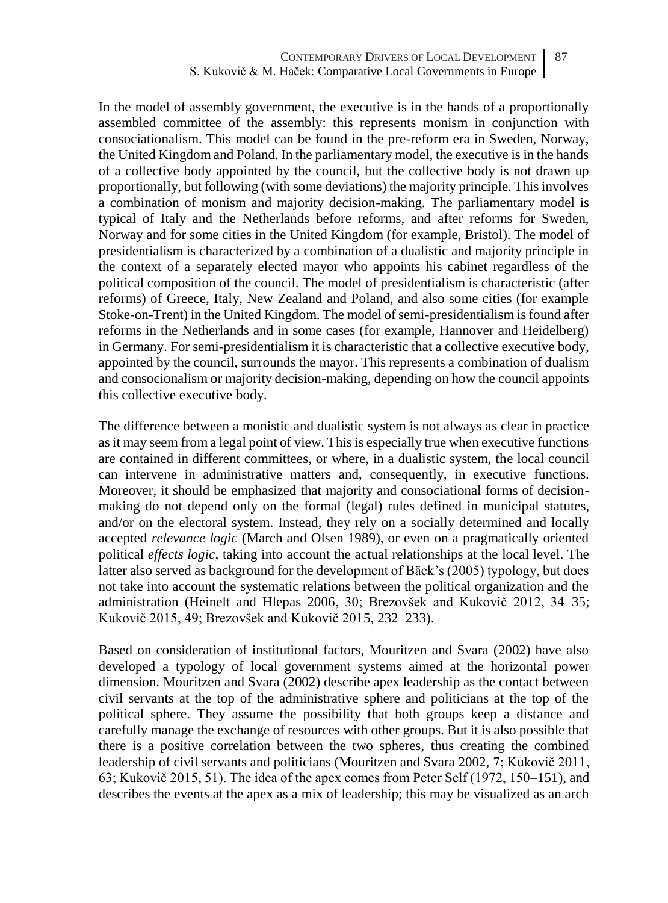In the model of assembly government, the executive is in the hands of a proportionally assembled committee of the assembly: this represents monism in conjunction with consociationalism. This model can be found in the pre-reform era in Sweden, Norway, the United Kingdom and Poland. In the parliamentary model, the executive is in the hands of a collective body appointed by the council, but the collective body is not drawn up proportionally, but following (with some deviations) the majority principle. This involves a combination of monism and majority decision-making. The parliamentary model is typical of Italy and the Netherlands before reforms, and after reforms for Sweden, Norway and for some cities in the United Kingdom (for example, Bristol). The model of presidentialism is characterized by a combination of a dualistic and majority principle in the context of a separately elected mayor who appoints his cabinet regardless of the political composition of the council. The model of presidentialism is characteristic (after reforms) of Greece, Italy, New Zealand and Poland, and also some cities (for example Stoke-on-Trent) in the United Kingdom. The model of semi-presidentialism is found after reforms in the Netherlands and in some cases (for example, Hannover and Heidelberg) in Germany. For semi-presidentialism it is characteristic that a collective executive body, appointed by the council, surrounds the mayor. This represents a combination of dualism and consocionalism or majority decision-making, depending on how the council appoints this collective executive body.

The difference between a monistic and dualistic system is not always as clear in practice as it may seem from a legal point of view. This is especially true when executive functions are contained in different committees, or where, in a dualistic system, the local council can intervene in administrative matters and, consequently, in executive functions. Moreover, it should be emphasized that majority and consociational forms of decision-making do not depend only on the formal (legal) rules defined in municipal statutes, and/or on the electoral system. Instead, they rely on a socially determined and locally accepted *relevance logic* (March and Olsen 1989), or even on a pragmatically oriented political *effects logic*, taking into account the actual relationships at the local level. The latter also served as background for the development of Bäck's (2005) typology, but does not take into account the systematic relations between the political organization and the administration (Heinelt and Hlepas 2006, 30; Brezovšek and Kukovič 2012, 34–35; Kukovič 2015, 49; Brezovšek and Kukovič 2015, 232–233).

Based on consideration of institutional factors, Mouritzen and Svara (2002) have also developed a typology of local government systems aimed at the horizontal power dimension. Mouritzen and Svara (2002) describe apex leadership as the contact between civil servants at the top of the administrative sphere and politicians at the top of the political sphere. They assume the possibility that both groups keep a distance and carefully manage the exchange of resources with other groups. But it is also possible that there is a positive correlation between the two spheres, thus creating the combined leadership of civil servants and politicians (Mouritzen and Svara 2002, 7; Kukovič 2011, 63; Kukovič 2015, 51). The idea of the apex comes from Peter Self (1972, 150–151), and describes the events at the apex as a mix of leadership; this may be visualized as an arch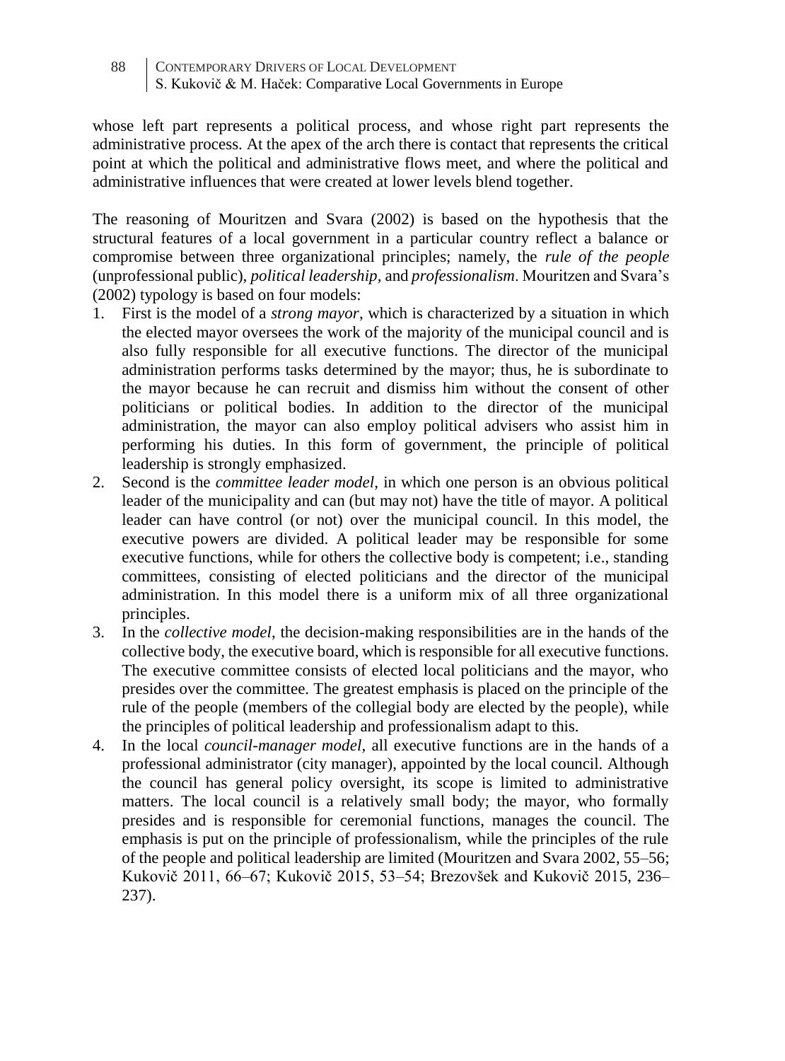whose left part represents a political process, and whose right part represents the administrative process. At the apex of the arch there is contact that represents the critical point at which the political and administrative flows meet, and where the political and administrative influences that were created at lower levels blend together.

The reasoning of Mouritzen and Svara (2002) is based on the hypothesis that the structural features of a local government in a particular country reflect a balance or compromise between three organizational principles; namely, the *rule of the people* (unprofessional public), *political leadership,* and *professionalism*. Mouritzen and Svara's (2002) typology is based on four models:

1. First is the model of a *strong mayor*, which is characterized by a situation in which the elected mayor oversees the work of the majority of the municipal council and is also fully responsible for all executive functions. The director of the municipal administration performs tasks determined by the mayor; thus, he is subordinate to the mayor because he can recruit and dismiss him without the consent of other politicians or political bodies. In addition to the director of the municipal administration, the mayor can also employ political advisers who assist him in performing his duties. In this form of government, the principle of political leadership is strongly emphasized.
2. Second is the *committee leader model*, in which one person is an obvious political leader of the municipality and can (but may not) have the title of mayor. A political leader can have control (or not) over the municipal council. In this model, the executive powers are divided. A political leader may be responsible for some executive functions, while for others the collective body is competent; i.e., standing committees, consisting of elected politicians and the director of the municipal administration. In this model there is a uniform mix of all three organizational principles.
3. In the *collective model*, the decision-making responsibilities are in the hands of the collective body, the executive board, which is responsible for all executive functions. The executive committee consists of elected local politicians and the mayor, who presides over the committee. The greatest emphasis is placed on the principle of the rule of the people (members of the collegial body are elected by the people), while the principles of political leadership and professionalism adapt to this.
4. In the local *council-manager model*, all executive functions are in the hands of a professional administrator (city manager), appointed by the local council. Although the council has general policy oversight, its scope is limited to administrative matters. The local council is a relatively small body; the mayor, who formally presides and is responsible for ceremonial functions, manages the council. The emphasis is put on the principle of professionalism, while the principles of the rule of the people and political leadership are limited (Mouritzen and Svara 2002, 55–56; Kukovič 2011, 66–67; Kukovič 2015, 53–54; Brezovšek and Kukovič 2015, 236–237).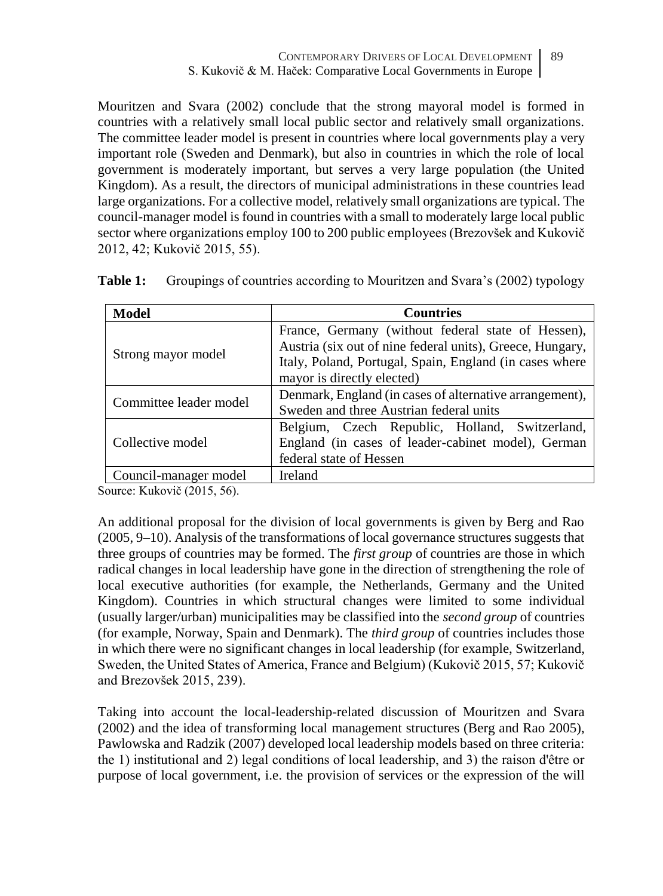Mouritzen and Svara (2002) conclude that the strong mayoral model is formed in countries with a relatively small local public sector and relatively small organizations. The committee leader model is present in countries where local governments play a very important role (Sweden and Denmark), but also in countries in which the role of local government is moderately important, but serves a very large population (the United Kingdom). As a result, the directors of municipal administrations in these countries lead large organizations. For a collective model, relatively small organizations are typical. The council-manager model is found in countries with a small to moderately large local public sector where organizations employ 100 to 200 public employees (Brezovšek and Kukovič 2012, 42; Kukovič 2015, 55).

**Table 1:** Groupings of countries according to Mouritzen and Svara's (2002) typology

| Model | Countries |
|---|---|
| Strong mayor model | France, Germany (without federal state of Hessen), Austria (six out of nine federal units), Greece, Hungary, Italy, Poland, Portugal, Spain, England (in cases where mayor is directly elected) |
| Committee leader model | Denmark, England (in cases of alternative arrangement), Sweden and three Austrian federal units |
| Collective model | Belgium, Czech Republic, Holland, Switzerland, England (in cases of leader-cabinet model), German federal state of Hessen |
| Council-manager model | Ireland |

Source: Kukovič (2015, 56).

An additional proposal for the division of local governments is given by Berg and Rao (2005, 9–10). Analysis of the transformations of local governance structures suggests that three groups of countries may be formed. The *first group* of countries are those in which radical changes in local leadership have gone in the direction of strengthening the role of local executive authorities (for example, the Netherlands, Germany and the United Kingdom). Countries in which structural changes were limited to some individual (usually larger/urban) municipalities may be classified into the *second group* of countries (for example, Norway, Spain and Denmark). The *third group* of countries includes those in which there were no significant changes in local leadership (for example, Switzerland, Sweden, the United States of America, France and Belgium) (Kukovič 2015, 57; Kukovič and Brezovšek 2015, 239).

Taking into account the local-leadership-related discussion of Mouritzen and Svara (2002) and the idea of transforming local management structures (Berg and Rao 2005), Pawlowska and Radzik (2007) developed local leadership models based on three criteria: the 1) institutional and 2) legal conditions of local leadership, and 3) the raison d'être or purpose of local government, i.e. the provision of services or the expression of the will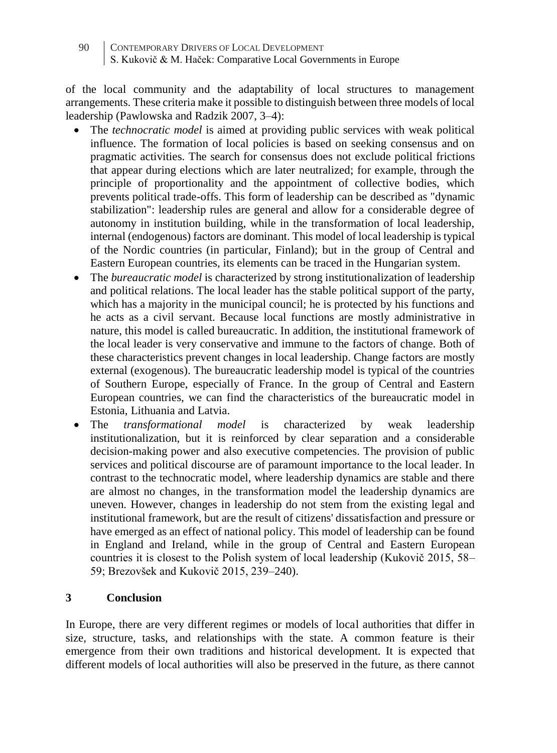of the local community and the adaptability of local structures to management arrangements. These criteria make it possible to distinguish between three models of local leadership (Pawlowska and Radzik 2007, 3–4):

- The *technocratic model* is aimed at providing public services with weak political influence. The formation of local policies is based on seeking consensus and on pragmatic activities. The search for consensus does not exclude political frictions that appear during elections which are later neutralized; for example, through the principle of proportionality and the appointment of collective bodies, which prevents political trade-offs. This form of leadership can be described as "dynamic stabilization": leadership rules are general and allow for a considerable degree of autonomy in institution building, while in the transformation of local leadership, internal (endogenous) factors are dominant. This model of local leadership is typical of the Nordic countries (in particular, Finland); but in the group of Central and Eastern European countries, its elements can be traced in the Hungarian system.
- The *bureaucratic model* is characterized by strong institutionalization of leadership and political relations. The local leader has the stable political support of the party, which has a majority in the municipal council; he is protected by his functions and he acts as a civil servant. Because local functions are mostly administrative in nature, this model is called bureaucratic. In addition, the institutional framework of the local leader is very conservative and immune to the factors of change. Both of these characteristics prevent changes in local leadership. Change factors are mostly external (exogenous). The bureaucratic leadership model is typical of the countries of Southern Europe, especially of France. In the group of Central and Eastern European countries, we can find the characteristics of the bureaucratic model in Estonia, Lithuania and Latvia.
- The *transformational model* is characterized by weak leadership institutionalization, but it is reinforced by clear separation and a considerable decision-making power and also executive competencies. The provision of public services and political discourse are of paramount importance to the local leader. In contrast to the technocratic model, where leadership dynamics are stable and there are almost no changes, in the transformation model the leadership dynamics are uneven. However, changes in leadership do not stem from the existing legal and institutional framework, but are the result of citizens' dissatisfaction and pressure or have emerged as an effect of national policy. This model of leadership can be found in England and Ireland, while in the group of Central and Eastern European countries it is closest to the Polish system of local leadership (Kukovič 2015, 58–59; Brezovšek and Kukovič 2015, 239–240).

## 3 Conclusion

In Europe, there are very different regimes or models of local authorities that differ in size, structure, tasks, and relationships with the state. A common feature is their emergence from their own traditions and historical development. It is expected that different models of local authorities will also be preserved in the future, as there cannot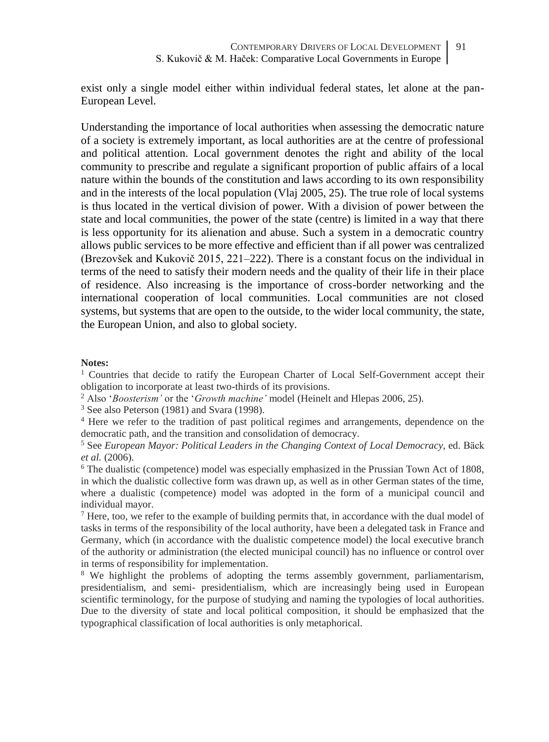exist only a single model either within individual federal states, let alone at the pan-European Level.

Understanding the importance of local authorities when assessing the democratic nature of a society is extremely important, as local authorities are at the centre of professional and political attention. Local government denotes the right and ability of the local community to prescribe and regulate a significant proportion of public affairs of a local nature within the bounds of the constitution and laws according to its own responsibility and in the interests of the local population (Vlaj 2005, 25). The true role of local systems is thus located in the vertical division of power. With a division of power between the state and local communities, the power of the state (centre) is limited in a way that there is less opportunity for its alienation and abuse. Such a system in a democratic country allows public services to be more effective and efficient than if all power was centralized (Brezovšek and Kukovič 2015, 221–222). There is a constant focus on the individual in terms of the need to satisfy their modern needs and the quality of their life in their place of residence. Also increasing is the importance of cross-border networking and the international cooperation of local communities. Local communities are not closed systems, but systems that are open to the outside, to the wider local community, the state, the European Union, and also to global society.

**Notes:**

[1] Countries that decide to ratify the European Charter of Local Self-Government accept their obligation to incorporate at least two-thirds of its provisions.

[2] Also '*Boosterism'* or the '*Growth machine'* model (Heinelt and Hlepas 2006, 25).

[3] See also Peterson (1981) and Svara (1998).

[4] Here we refer to the tradition of past political regimes and arrangements, dependence on the democratic path, and the transition and consolidation of democracy.

[5] See *European Mayor: Political Leaders in the Changing Context of Local Democracy*, ed. Bäck *et al.* (2006).

[6] The dualistic (competence) model was especially emphasized in the Prussian Town Act of 1808, in which the dualistic collective form was drawn up, as well as in other German states of the time, where a dualistic (competence) model was adopted in the form of a municipal council and individual mayor.

[7] Here, too, we refer to the example of building permits that, in accordance with the dual model of tasks in terms of the responsibility of the local authority, have been a delegated task in France and Germany, which (in accordance with the dualistic competence model) the local executive branch of the authority or administration (the elected municipal council) has no influence or control over in terms of responsibility for implementation.

[8] We highlight the problems of adopting the terms assembly government, parliamentarism, presidentialism, and semi- presidentialism, which are increasingly being used in European scientific terminology, for the purpose of studying and naming the typologies of local authorities. Due to the diversity of state and local political composition, it should be emphasized that the typographical classification of local authorities is only metaphorical.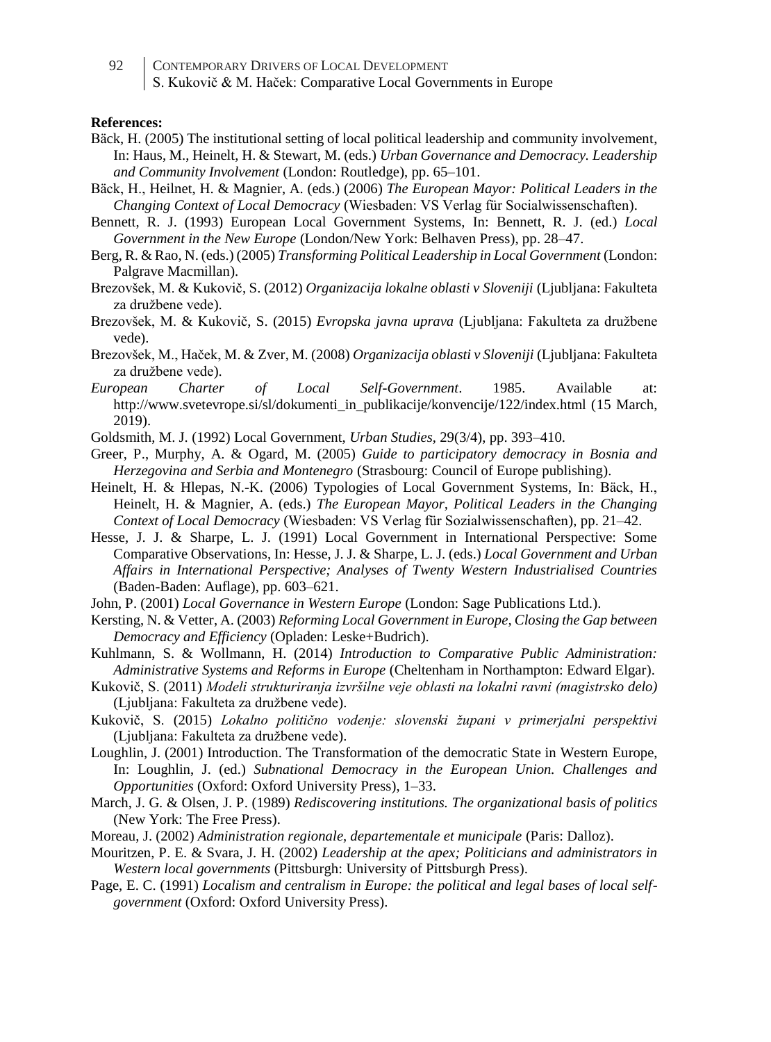**References:**

Bäck, H. (2005) The institutional setting of local political leadership and community involvement, In: Haus, M., Heinelt, H. & Stewart, M. (eds.) *Urban Governance and Democracy. Leadership and Community Involvement* (London: Routledge), pp. 65–101.

Bäck, H., Heilnet, H. & Magnier, A. (eds.) (2006) *The European Mayor: Political Leaders in the Changing Context of Local Democracy* (Wiesbaden: VS Verlag für Socialwissenschaften).

Bennett, R. J. (1993) European Local Government Systems, In: Bennett, R. J. (ed.) *Local Government in the New Europe* (London/New York: Belhaven Press), pp. 28–47.

Berg, R. & Rao, N. (eds.) (2005) *Transforming Political Leadership in Local Government* (London: Palgrave Macmillan).

Brezovšek, M. & Kukovič, S. (2012) *Organizacija lokalne oblasti v Sloveniji* (Ljubljana: Fakulteta za družbene vede).

Brezovšek, M. & Kukovič, S. (2015) *Evropska javna uprava* (Ljubljana: Fakulteta za družbene vede).

Brezovšek, M., Haček, M. & Zver, M. (2008) *Organizacija oblasti v Sloveniji* (Ljubljana: Fakulteta za družbene vede).

*European Charter of Local Self-Government*. 1985. Available at: http://www.svetevrope.si/sl/dokumenti_in_publikacije/konvencije/122/index.html (15 March, 2019).

Goldsmith, M. J. (1992) Local Government, *Urban Studies*, 29(3/4), pp. 393–410.

Greer, P., Murphy, A. & Ogard, M. (2005) *Guide to participatory democracy in Bosnia and Herzegovina and Serbia and Montenegro* (Strasbourg: Council of Europe publishing).

Heinelt, H. & Hlepas, N.-K. (2006) Typologies of Local Government Systems, In: Bäck, H., Heinelt, H. & Magnier, A. (eds.) *The European Mayor, Political Leaders in the Changing Context of Local Democracy* (Wiesbaden: VS Verlag für Sozialwissenschaften), pp. 21–42.

Hesse, J. J. & Sharpe, L. J. (1991) Local Government in International Perspective: Some Comparative Observations, In: Hesse, J. J. & Sharpe, L. J. (eds.) *Local Government and Urban Affairs in International Perspective; Analyses of Twenty Western Industrialised Countries* (Baden-Baden: Auflage), pp. 603–621.

John, P. (2001) *Local Governance in Western Europe* (London: Sage Publications Ltd.).

Kersting, N. & Vetter, A. (2003) *Reforming Local Government in Europe, Closing the Gap between Democracy and Efficiency* (Opladen: Leske+Budrich).

Kuhlmann, S. & Wollmann, H. (2014) *Introduction to Comparative Public Administration: Administrative Systems and Reforms in Europe* (Cheltenham in Northampton: Edward Elgar).

Kukovič, S. (2011) *Modeli strukturiranja izvršilne veje oblasti na lokalni ravni (magistrsko delo)* (Ljubljana: Fakulteta za družbene vede).

Kukovič, S. (2015) *Lokalno politično vodenje: slovenski župani v primerjalni perspektivi* (Ljubljana: Fakulteta za družbene vede).

Loughlin, J. (2001) Introduction. The Transformation of the democratic State in Western Europe, In: Loughlin, J. (ed.) *Subnational Democracy in the European Union. Challenges and Opportunities* (Oxford: Oxford University Press), 1–33.

March, J. G. & Olsen, J. P. (1989) *Rediscovering institutions. The organizational basis of politics* (New York: The Free Press).

Moreau, J. (2002) *Administration regionale, departementale et municipale* (Paris: Dalloz).

Mouritzen, P. E. & Svara, J. H. (2002) *Leadership at the apex; Politicians and administrators in Western local governments* (Pittsburgh: University of Pittsburgh Press).

Page, E. C. (1991) *Localism and centralism in Europe: the political and legal bases of local self-government* (Oxford: Oxford University Press).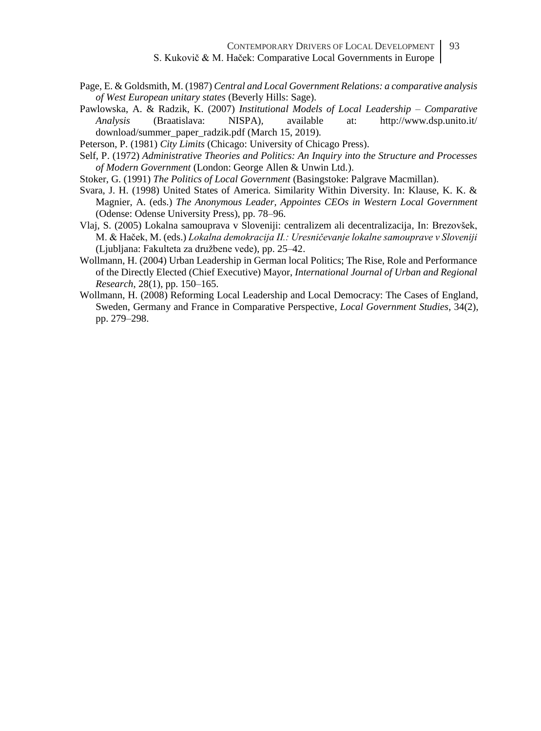Page, E. & Goldsmith, M. (1987) *Central and Local Government Relations: a comparative analysis of West European unitary states* (Beverly Hills: Sage).

Pawlowska, A. & Radzik, K. (2007) *Institutional Models of Local Leadership – Comparative Analysis* (Braatislava: NISPA), available at: http://www.dsp.unito.it/download/summer_paper_radzik.pdf (March 15, 2019).

Peterson, P. (1981) *City Limits* (Chicago: University of Chicago Press).

Self, P. (1972) *Administrative Theories and Politics: An Inquiry into the Structure and Processes of Modern Government* (London: George Allen & Unwin Ltd.).

Stoker, G. (1991) *The Politics of Local Government* (Basingstoke: Palgrave Macmillan).

Svara, J. H. (1998) United States of America. Similarity Within Diversity. In: Klause, K. K. & Magnier, A. (eds.) *The Anonymous Leader, Appointes CEOs in Western Local Government* (Odense: Odense University Press), pp. 78–96.

Vlaj, S. (2005) Lokalna samouprava v Sloveniji: centralizem ali decentralizacija, In: Brezovšek, M. & Haček, M. (eds.) *Lokalna demokracija II.: Uresničevanje lokalne samouprave v Sloveniji* (Ljubljana: Fakulteta za družbene vede), pp. 25–42.

Wollmann, H. (2004) Urban Leadership in German local Politics; The Rise, Role and Performance of the Directly Elected (Chief Executive) Mayor, *International Journal of Urban and Regional Research*, 28(1), pp. 150–165.

Wollmann, H. (2008) Reforming Local Leadership and Local Democracy: The Cases of England, Sweden, Germany and France in Comparative Perspective, *Local Government Studies*, 34(2), pp. 279–298.